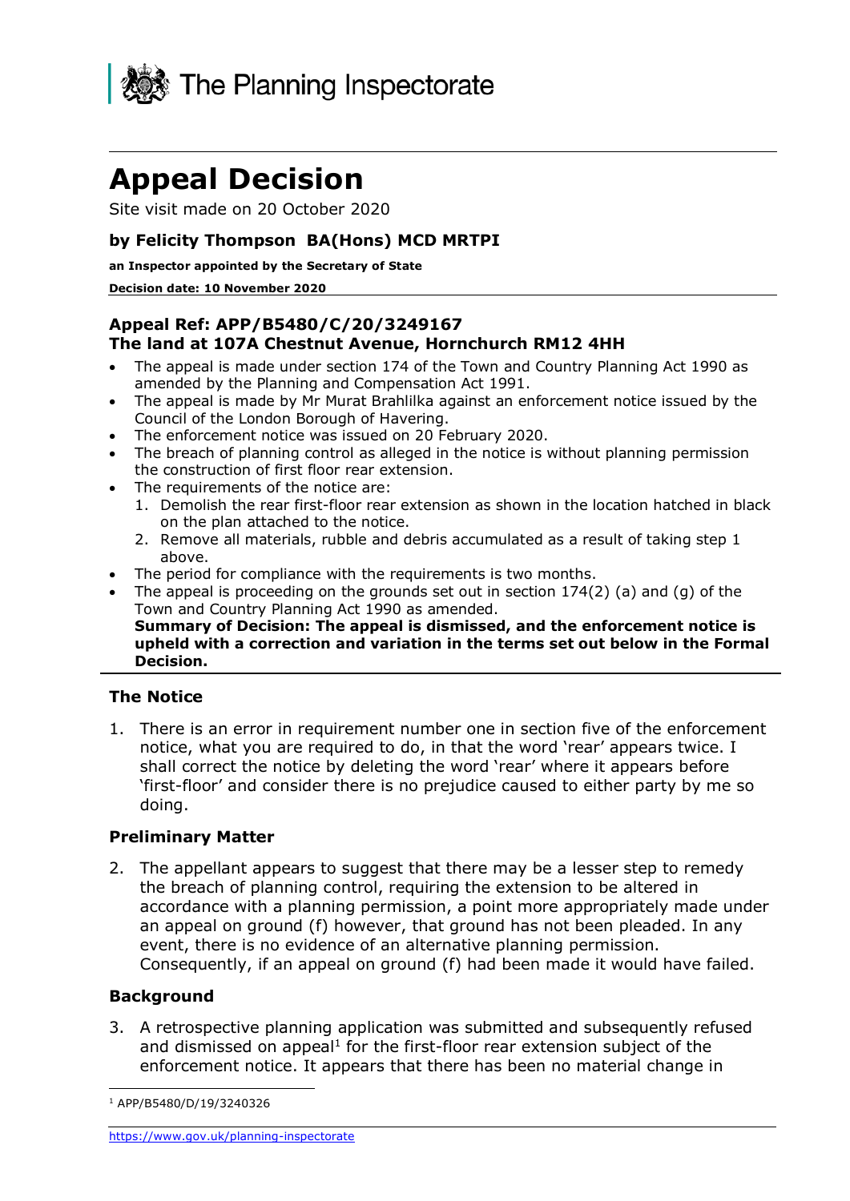The Planning Inspectorate

# Appeal Decision

Site visit made on 20 October 2020

### by Felicity Thompson BA(Hons) MCD MRTPI

**an Inspector appointed by the Secretary of State**

**Decision date: 10 November 2020**

### Appeal Ref: APP/B5480/C/20/3249167
### The land at 107A Chestnut Avenue, Hornchurch RM12 4HH

- The appeal is made under section 174 of the Town and Country Planning Act 1990 as amended by the Planning and Compensation Act 1991.
- The appeal is made by Mr Murat Brahlilka against an enforcement notice issued by the Council of the London Borough of Havering.
- The enforcement notice was issued on 20 February 2020.
- The breach of planning control as alleged in the notice is without planning permission the construction of first floor rear extension.
- The requirements of the notice are:
  1. Demolish the rear first-floor rear extension as shown in the location hatched in black on the plan attached to the notice.
  2. Remove all materials, rubble and debris accumulated as a result of taking step 1 above.
- The period for compliance with the requirements is two months.
- The appeal is proceeding on the grounds set out in section 174(2) (a) and (g) of the Town and Country Planning Act 1990 as amended.

**Summary of Decision: The appeal is dismissed, and the enforcement notice is upheld with a correction and variation in the terms set out below in the Formal Decision.**

## The Notice

1. There is an error in requirement number one in section five of the enforcement notice, what you are required to do, in that the word 'rear' appears twice. I shall correct the notice by deleting the word 'rear' where it appears before 'first-floor' and consider there is no prejudice caused to either party by me so doing.

## Preliminary Matter

2. The appellant appears to suggest that there may be a lesser step to remedy the breach of planning control, requiring the extension to be altered in accordance with a planning permission, a point more appropriately made under an appeal on ground (f) however, that ground has not been pleaded. In any event, there is no evidence of an alternative planning permission. Consequently, if an appeal on ground (f) had been made it would have failed.

## Background

3. A retrospective planning application was submitted and subsequently refused and dismissed on appeal[1] for the first-floor rear extension subject of the enforcement notice. It appears that there has been no material change in

[1] APP/B5480/D/19/3240326

https://www.gov.uk/planning-inspectorate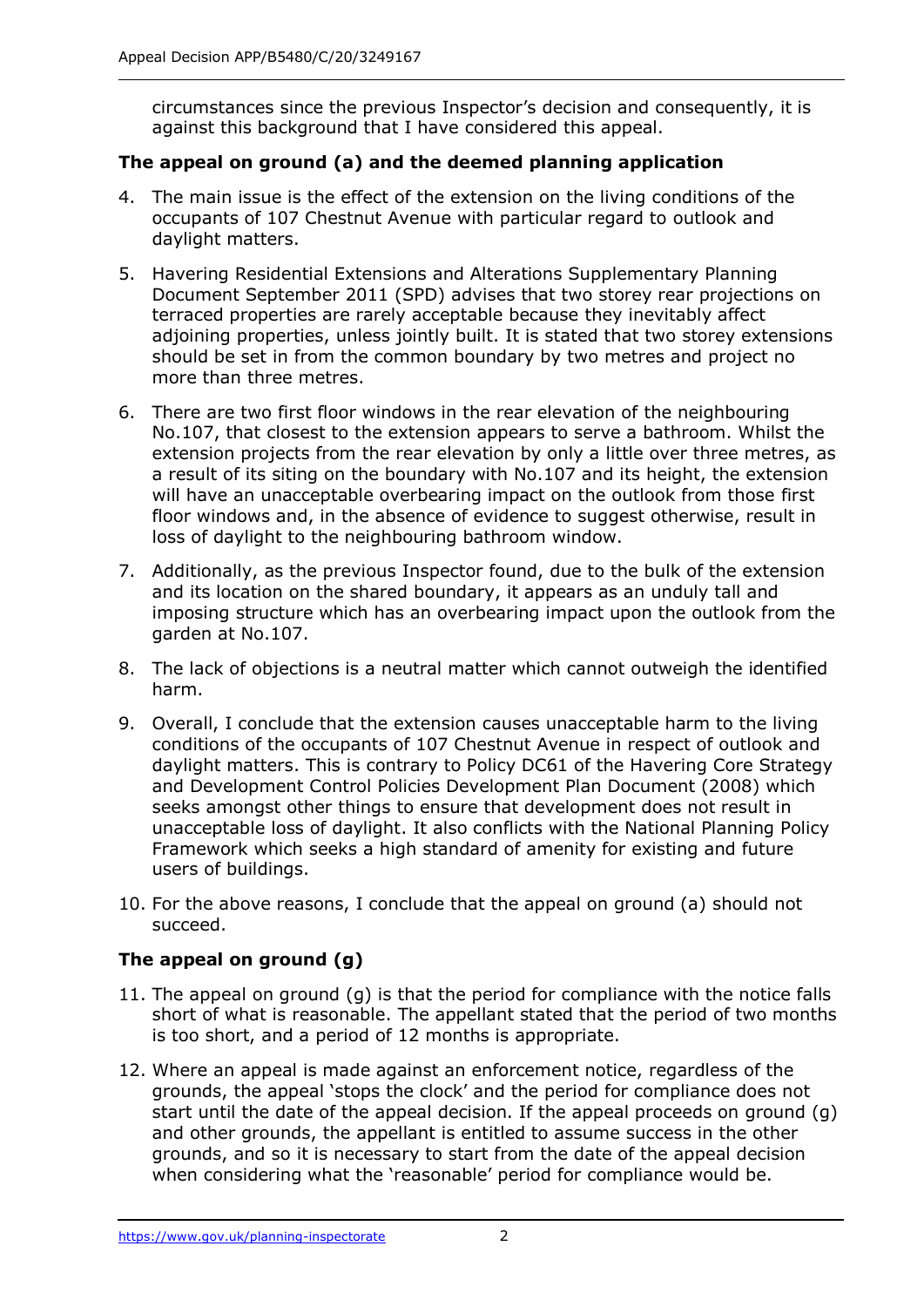circumstances since the previous Inspector's decision and consequently, it is against this background that I have considered this appeal.

### The appeal on ground (a) and the deemed planning application

4. The main issue is the effect of the extension on the living conditions of the occupants of 107 Chestnut Avenue with particular regard to outlook and daylight matters.

5. Havering Residential Extensions and Alterations Supplementary Planning Document September 2011 (SPD) advises that two storey rear projections on terraced properties are rarely acceptable because they inevitably affect adjoining properties, unless jointly built. It is stated that two storey extensions should be set in from the common boundary by two metres and project no more than three metres.

6. There are two first floor windows in the rear elevation of the neighbouring No.107, that closest to the extension appears to serve a bathroom. Whilst the extension projects from the rear elevation by only a little over three metres, as a result of its siting on the boundary with No.107 and its height, the extension will have an unacceptable overbearing impact on the outlook from those first floor windows and, in the absence of evidence to suggest otherwise, result in loss of daylight to the neighbouring bathroom window.

7. Additionally, as the previous Inspector found, due to the bulk of the extension and its location on the shared boundary, it appears as an unduly tall and imposing structure which has an overbearing impact upon the outlook from the garden at No.107.

8. The lack of objections is a neutral matter which cannot outweigh the identified harm.

9. Overall, I conclude that the extension causes unacceptable harm to the living conditions of the occupants of 107 Chestnut Avenue in respect of outlook and daylight matters. This is contrary to Policy DC61 of the Havering Core Strategy and Development Control Policies Development Plan Document (2008) which seeks amongst other things to ensure that development does not result in unacceptable loss of daylight. It also conflicts with the National Planning Policy Framework which seeks a high standard of amenity for existing and future users of buildings.

10. For the above reasons, I conclude that the appeal on ground (a) should not succeed.

### The appeal on ground (g)

11. The appeal on ground (g) is that the period for compliance with the notice falls short of what is reasonable. The appellant stated that the period of two months is too short, and a period of 12 months is appropriate.

12. Where an appeal is made against an enforcement notice, regardless of the grounds, the appeal 'stops the clock' and the period for compliance does not start until the date of the appeal decision. If the appeal proceeds on ground (g) and other grounds, the appellant is entitled to assume success in the other grounds, and so it is necessary to start from the date of the appeal decision when considering what the 'reasonable' period for compliance would be.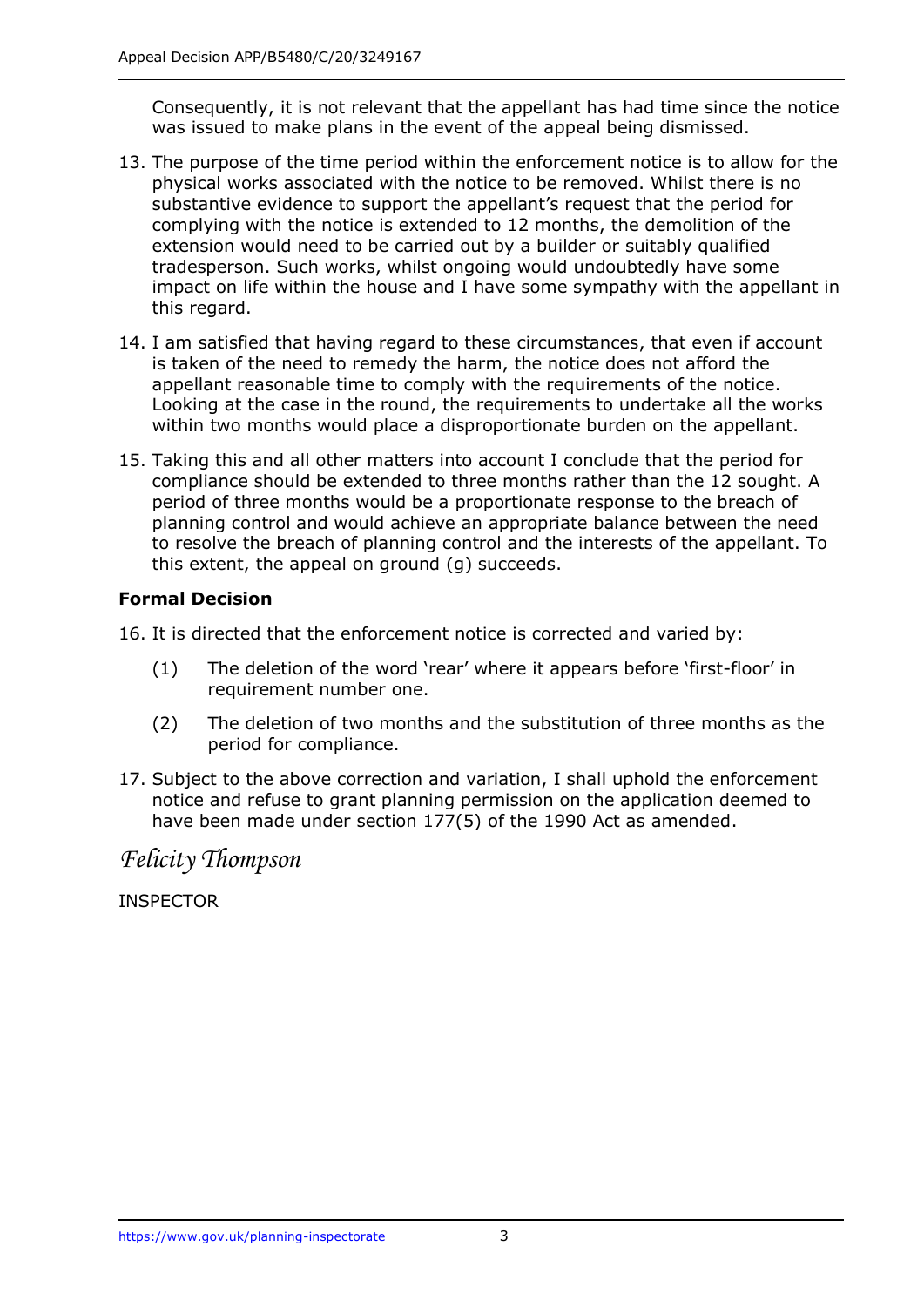Consequently, it is not relevant that the appellant has had time since the notice was issued to make plans in the event of the appeal being dismissed.

13. The purpose of the time period within the enforcement notice is to allow for the physical works associated with the notice to be removed. Whilst there is no substantive evidence to support the appellant's request that the period for complying with the notice is extended to 12 months, the demolition of the extension would need to be carried out by a builder or suitably qualified tradesperson. Such works, whilst ongoing would undoubtedly have some impact on life within the house and I have some sympathy with the appellant in this regard.

14. I am satisfied that having regard to these circumstances, that even if account is taken of the need to remedy the harm, the notice does not afford the appellant reasonable time to comply with the requirements of the notice. Looking at the case in the round, the requirements to undertake all the works within two months would place a disproportionate burden on the appellant.

15. Taking this and all other matters into account I conclude that the period for compliance should be extended to three months rather than the 12 sought. A period of three months would be a proportionate response to the breach of planning control and would achieve an appropriate balance between the need to resolve the breach of planning control and the interests of the appellant. To this extent, the appeal on ground (g) succeeds.

### Formal Decision

16. It is directed that the enforcement notice is corrected and varied by:

    (1) The deletion of the word 'rear' where it appears before 'first-floor' in requirement number one.

    (2) The deletion of two months and the substitution of three months as the period for compliance.

17. Subject to the above correction and variation, I shall uphold the enforcement notice and refuse to grant planning permission on the application deemed to have been made under section 177(5) of the 1990 Act as amended.

*Felicity Thompson*

INSPECTOR